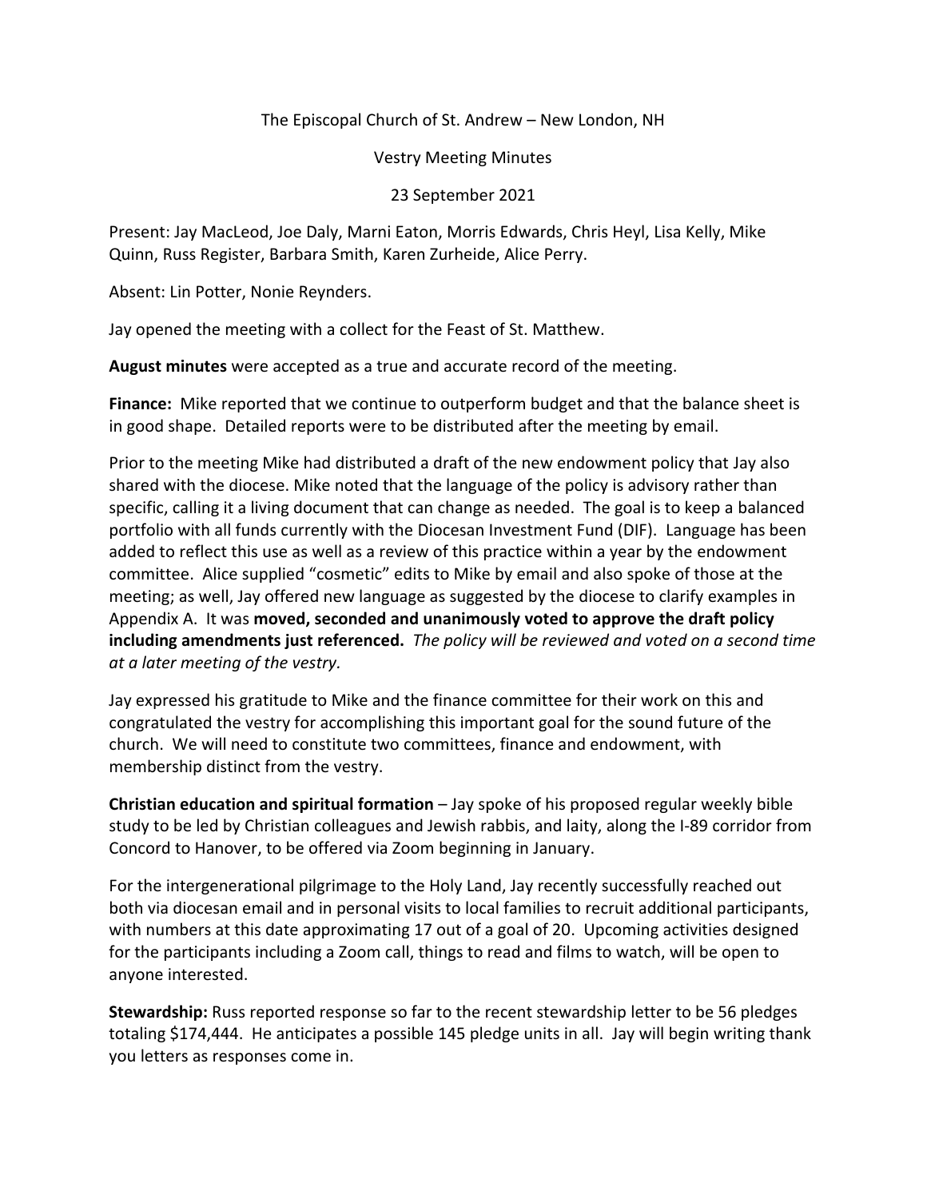The Episcopal Church of St. Andrew – New London, NH

Vestry Meeting Minutes

23 September 2021

Present: Jay MacLeod, Joe Daly, Marni Eaton, Morris Edwards, Chris Heyl, Lisa Kelly, Mike Quinn, Russ Register, Barbara Smith, Karen Zurheide, Alice Perry.

Absent: Lin Potter, Nonie Reynders.

Jay opened the meeting with a collect for the Feast of St. Matthew.

**August minutes** were accepted as a true and accurate record of the meeting.

**Finance:** Mike reported that we continue to outperform budget and that the balance sheet is in good shape. Detailed reports were to be distributed after the meeting by email.

Prior to the meeting Mike had distributed a draft of the new endowment policy that Jay also shared with the diocese. Mike noted that the language of the policy is advisory rather than specific, calling it a living document that can change as needed. The goal is to keep a balanced portfolio with all funds currently with the Diocesan Investment Fund (DIF). Language has been added to reflect this use as well as a review of this practice within a year by the endowment committee. Alice supplied "cosmetic" edits to Mike by email and also spoke of those at the meeting; as well, Jay offered new language as suggested by the diocese to clarify examples in Appendix A. It was **moved, seconded and unanimously voted to approve the draft policy including amendments just referenced.** *The policy will be reviewed and voted on a second time at a later meeting of the vestry.*

Jay expressed his gratitude to Mike and the finance committee for their work on this and congratulated the vestry for accomplishing this important goal for the sound future of the church. We will need to constitute two committees, finance and endowment, with membership distinct from the vestry.

**Christian education and spiritual formation** – Jay spoke of his proposed regular weekly bible study to be led by Christian colleagues and Jewish rabbis, and laity, along the I-89 corridor from Concord to Hanover, to be offered via Zoom beginning in January.

For the intergenerational pilgrimage to the Holy Land, Jay recently successfully reached out both via diocesan email and in personal visits to local families to recruit additional participants, with numbers at this date approximating 17 out of a goal of 20. Upcoming activities designed for the participants including a Zoom call, things to read and films to watch, will be open to anyone interested.

**Stewardship:** Russ reported response so far to the recent stewardship letter to be 56 pledges totaling $174,444. He anticipates a possible 145 pledge units in all. Jay will begin writing thank you letters as responses come in.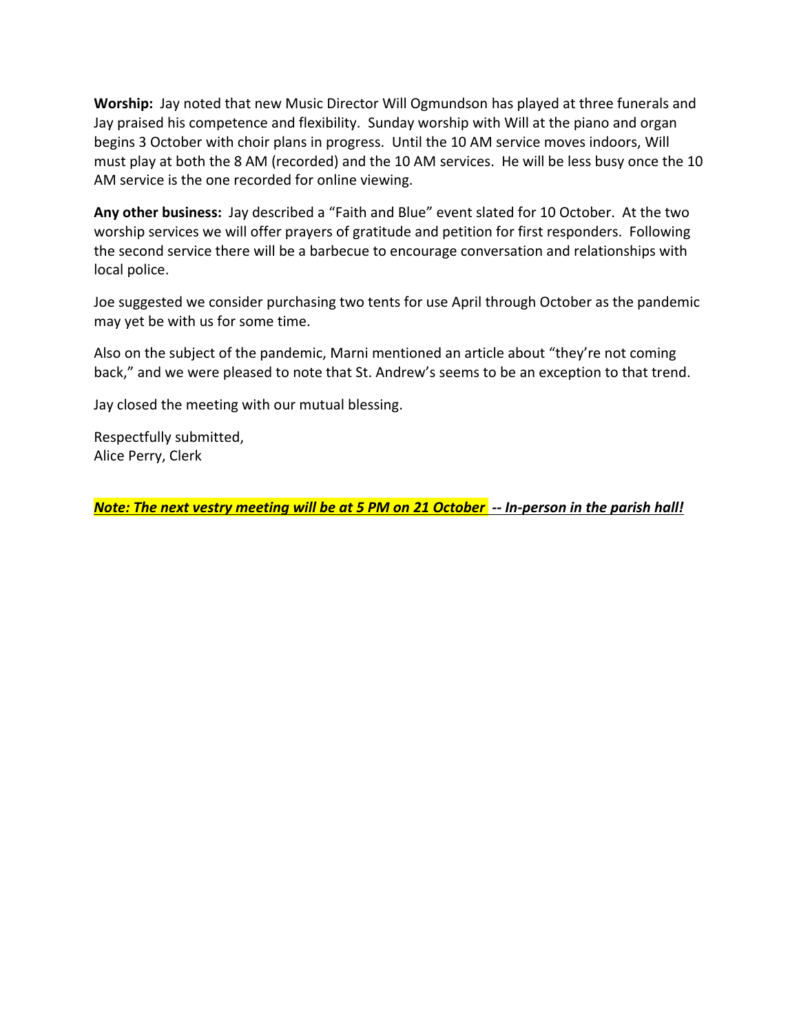**Worship:** Jay noted that new Music Director Will Ogmundson has played at three funerals and Jay praised his competence and flexibility. Sunday worship with Will at the piano and organ begins 3 October with choir plans in progress. Until the 10 AM service moves indoors, Will must play at both the 8 AM (recorded) and the 10 AM services. He will be less busy once the 10 AM service is the one recorded for online viewing.

**Any other business:** Jay described a "Faith and Blue" event slated for 10 October. At the two worship services we will offer prayers of gratitude and petition for first responders. Following the second service there will be a barbecue to encourage conversation and relationships with local police.

Joe suggested we consider purchasing two tents for use April through October as the pandemic may yet be with us for some time.

Also on the subject of the pandemic, Marni mentioned an article about "they're not coming back," and we were pleased to note that St. Andrew's seems to be an exception to that trend.

Jay closed the meeting with our mutual blessing.

Respectfully submitted,
Alice Perry, Clerk

***Note: The next vestry meeting will be at 5 PM on 21 October -- In-person in the parish hall!***